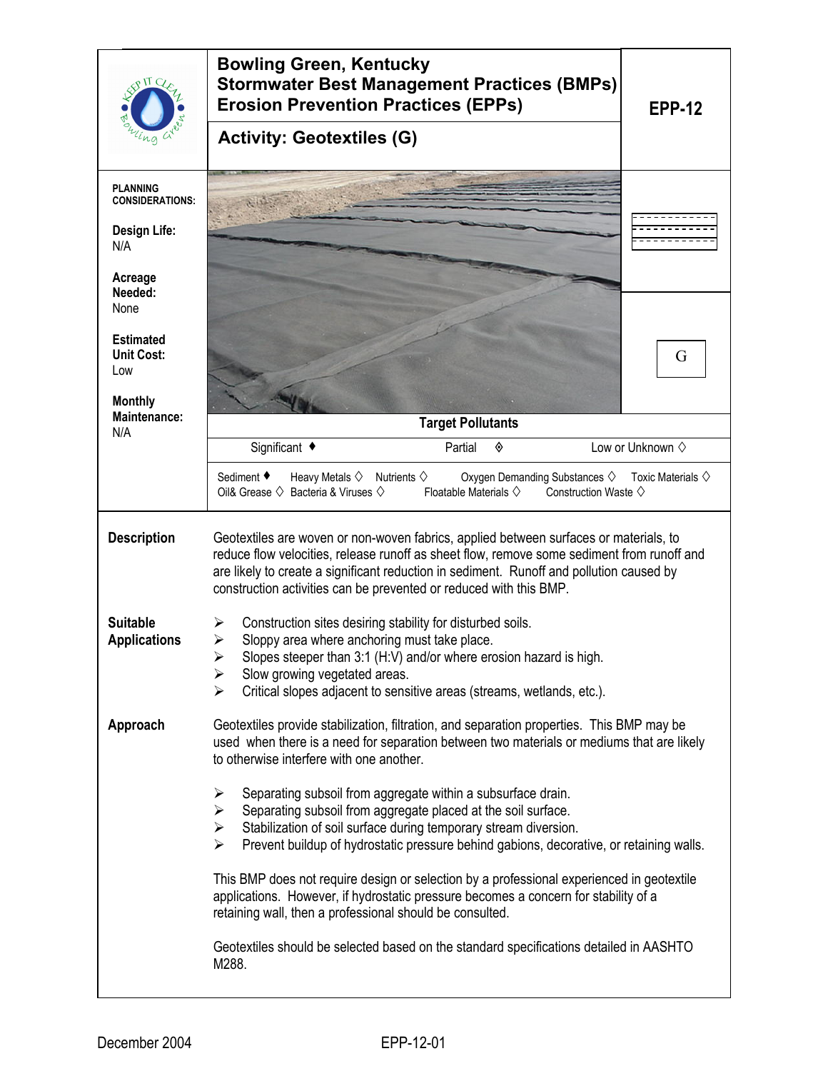# Bowling Green, Kentucky
# Stormwater Best Management Practices (BMPs)
# Erosion Prevention Practices (EPPs)

## Activity: Geotextiles (G)

**EPP-12**

G

**PLANNING CONSIDERATIONS:**

**Design Life:**
N/A

**Acreage Needed:**
None

**Estimated Unit Cost:**
Low

**Monthly Maintenance:**
N/A

**Target Pollutants**

Significant ♦ Partial ◈ Low or Unknown ◇

Sediment ♦ Heavy Metals ◇ Nutrients ◇ Oxygen Demanding Substances ◇ Toxic Materials ◇
Oil& Grease ◇ Bacteria & Viruses ◇ Floatable Materials ◇ Construction Waste ◇

### Description

Geotextiles are woven or non-woven fabrics, applied between surfaces or materials, to reduce flow velocities, release runoff as sheet flow, remove some sediment from runoff and are likely to create a significant reduction in sediment. Runoff and pollution caused by construction activities can be prevented or reduced with this BMP.

### Suitable Applications

- Construction sites desiring stability for disturbed soils.
- Sloppy area where anchoring must take place.
- Slopes steeper than 3:1 (H:V) and/or where erosion hazard is high.
- Slow growing vegetated areas.
- Critical slopes adjacent to sensitive areas (streams, wetlands, etc.).

### Approach

Geotextiles provide stabilization, filtration, and separation properties. This BMP may be used when there is a need for separation between two materials or mediums that are likely to otherwise interfere with one another.

- Separating subsoil from aggregate within a subsurface drain.
- Separating subsoil from aggregate placed at the soil surface.
- Stabilization of soil surface during temporary stream diversion.
- Prevent buildup of hydrostatic pressure behind gabions, decorative, or retaining walls.

This BMP does not require design or selection by a professional experienced in geotextile applications. However, if hydrostatic pressure becomes a concern for stability of a retaining wall, then a professional should be consulted.

Geotextiles should be selected based on the standard specifications detailed in AASHTO M288.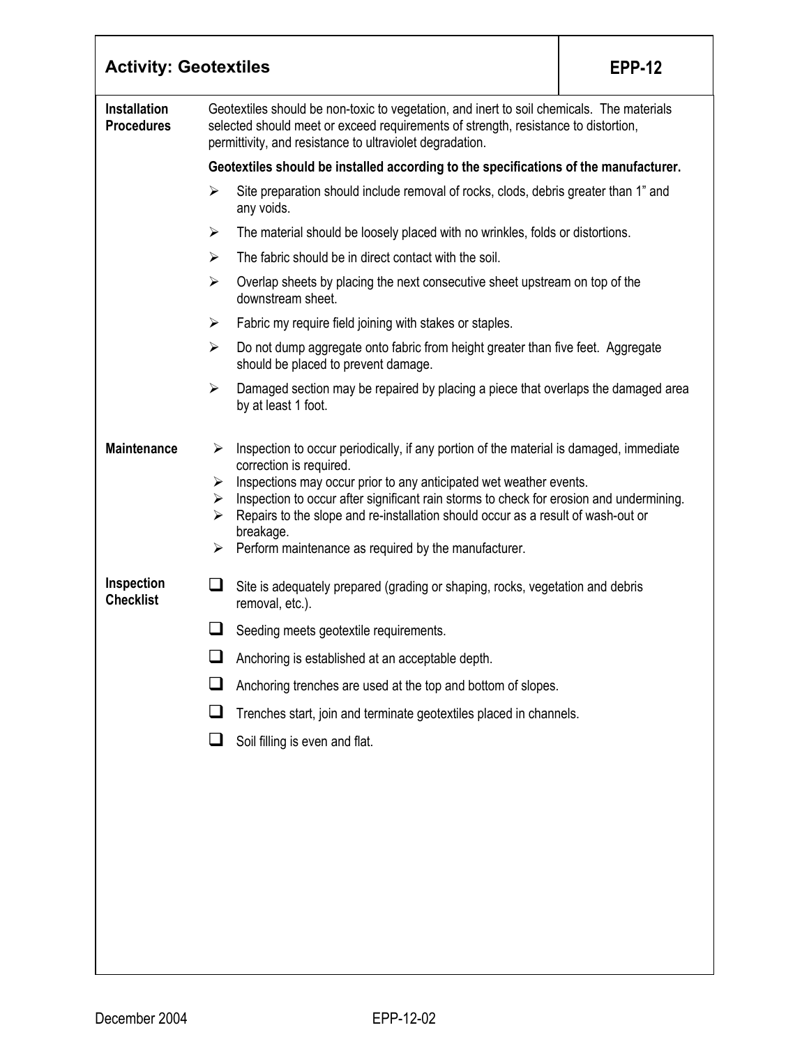## Activity: Geotextiles

**EPP-12**

### Installation Procedures

Geotextiles should be non-toxic to vegetation, and inert to soil chemicals. The materials selected should meet or exceed requirements of strength, resistance to distortion, permittivity, and resistance to ultraviolet degradation.

**Geotextiles should be installed according to the specifications of the manufacturer.**

- Site preparation should include removal of rocks, clods, debris greater than 1" and any voids.
- The material should be loosely placed with no wrinkles, folds or distortions.
- The fabric should be in direct contact with the soil.
- Overlap sheets by placing the next consecutive sheet upstream on top of the downstream sheet.
- Fabric my require field joining with stakes or staples.
- Do not dump aggregate onto fabric from height greater than five feet. Aggregate should be placed to prevent damage.
- Damaged section may be repaired by placing a piece that overlaps the damaged area by at least 1 foot.

### Maintenance

- Inspection to occur periodically, if any portion of the material is damaged, immediate correction is required.
- Inspections may occur prior to any anticipated wet weather events.
- Inspection to occur after significant rain storms to check for erosion and undermining.
- Repairs to the slope and re-installation should occur as a result of wash-out or breakage.
- Perform maintenance as required by the manufacturer.

### Inspection Checklist

- [ ] Site is adequately prepared (grading or shaping, rocks, vegetation and debris removal, etc.).
- [ ] Seeding meets geotextile requirements.
- [ ] Anchoring is established at an acceptable depth.
- [ ] Anchoring trenches are used at the top and bottom of slopes.
- [ ] Trenches start, join and terminate geotextiles placed in channels.
- [ ] Soil filling is even and flat.